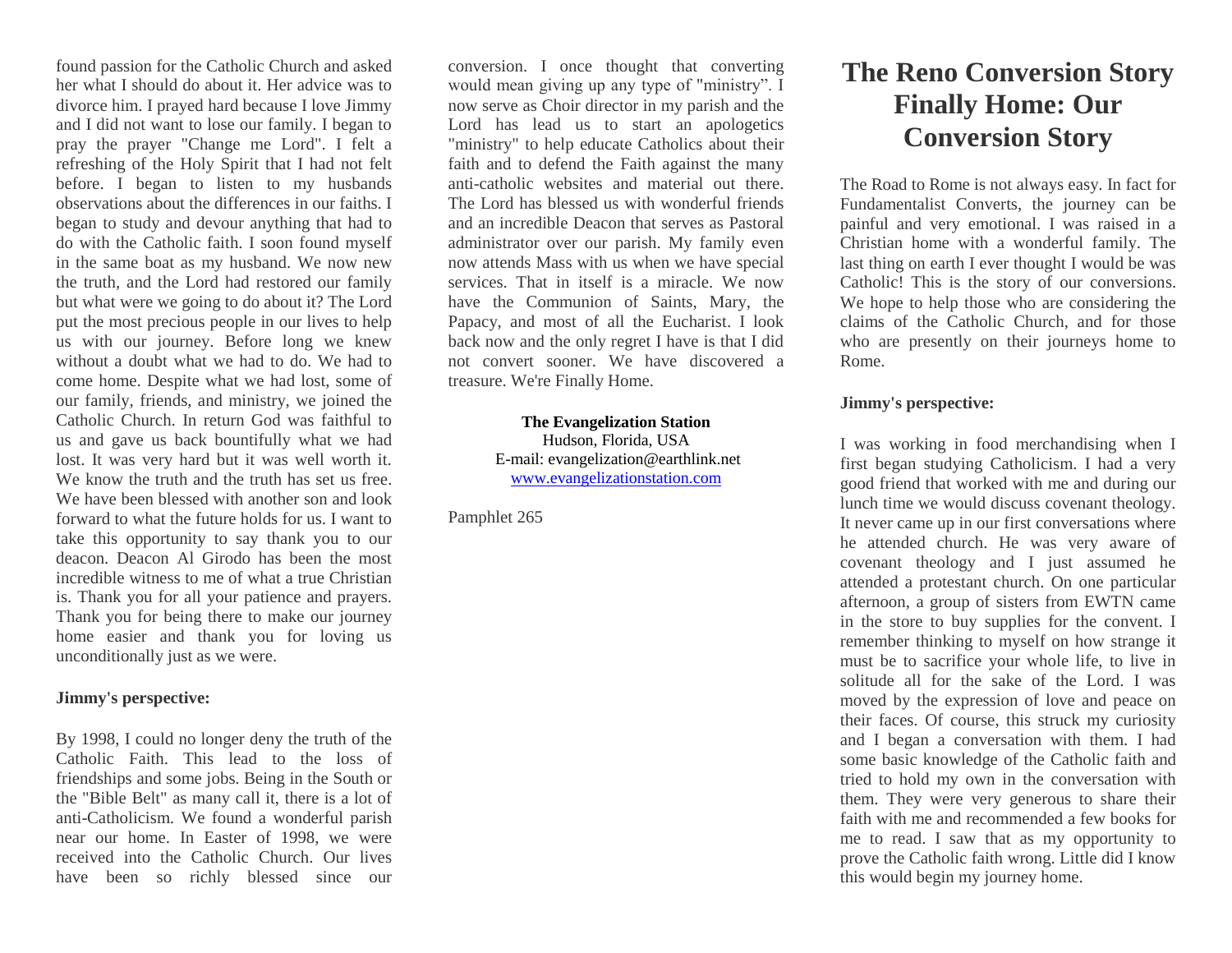found passion for the Catholic Church and asked her what I should do about it. Her advice was to divorce him. I prayed hard because I love Jimmy and I did not want to lose our family. I began to pray the prayer "Change me Lord". I felt a refreshing of the Holy Spirit that I had not felt before. I began to listen to my husbands observations about the differences in our faiths. I began to study and devour anything that had to do with the Catholic faith. I soon found myself in the same boat as my husband. We now new the truth, and the Lord had restored our family but what were we going to do about it? The Lord put the most precious people in our lives to help us with our journey. Before long we knew without a doubt what we had to do. We had to come home. Despite what we had lost, some of our family, friends, and ministry, we joined the Catholic Church. In return God was faithful to us and gave us back bountifully what we had lost. It was very hard but it was well worth it. We know the truth and the truth has set us free. We have been blessed with another son and look forward to what the future holds for us. I want to take this opportunity to say thank you to our deacon. Deacon Al Girodo has been the most incredible witness to me of what a true Christian is. Thank you for all your patience and prayers. Thank you for being there to make our journey home easier and thank you for loving us unconditionally just as we were.

**Jimmy's perspective:**

By 1998, I could no longer deny the truth of the Catholic Faith. This lead to the loss of friendships and some jobs. Being in the South or the "Bible Belt" as many call it, there is a lot of anti-Catholicism. We found a wonderful parish near our home. In Easter of 1998, we were received into the Catholic Church. Our lives have been so richly blessed since our conversion. I once thought that converting would mean giving up any type of "ministry". I now serve as Choir director in my parish and the Lord has lead us to start an apologetics "ministry" to help educate Catholics about their faith and to defend the Faith against the many anti-catholic websites and material out there. The Lord has blessed us with wonderful friends and an incredible Deacon that serves as Pastoral administrator over our parish. My family even now attends Mass with us when we have special services. That in itself is a miracle. We now have the Communion of Saints, Mary, the Papacy, and most of all the Eucharist. I look back now and the only regret I have is that I did not convert sooner. We have discovered a treasure. We're Finally Home.

**The Evangelization Station**
Hudson, Florida, USA
E-mail: evangelization@earthlink.net
www.evangelizationstation.com

Pamphlet 265

# The Reno Conversion Story Finally Home: Our Conversion Story

The Road to Rome is not always easy. In fact for Fundamentalist Converts, the journey can be painful and very emotional. I was raised in a Christian home with a wonderful family. The last thing on earth I ever thought I would be was Catholic! This is the story of our conversions. We hope to help those who are considering the claims of the Catholic Church, and for those who are presently on their journeys home to Rome.

**Jimmy's perspective:**

I was working in food merchandising when I first began studying Catholicism. I had a very good friend that worked with me and during our lunch time we would discuss covenant theology. It never came up in our first conversations where he attended church. He was very aware of covenant theology and I just assumed he attended a protestant church. On one particular afternoon, a group of sisters from EWTN came in the store to buy supplies for the convent. I remember thinking to myself on how strange it must be to sacrifice your whole life, to live in solitude all for the sake of the Lord. I was moved by the expression of love and peace on their faces. Of course, this struck my curiosity and I began a conversation with them. I had some basic knowledge of the Catholic faith and tried to hold my own in the conversation with them. They were very generous to share their faith with me and recommended a few books for me to read. I saw that as my opportunity to prove the Catholic faith wrong. Little did I know this would begin my journey home.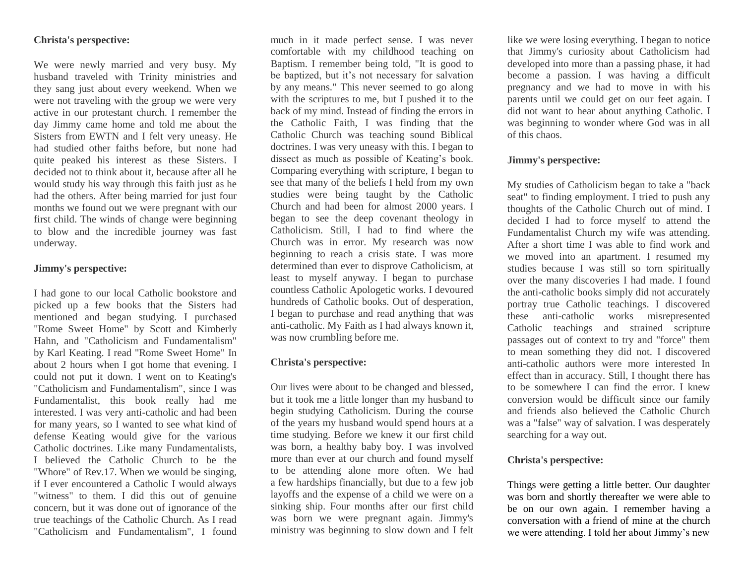**Christa's perspective:**

We were newly married and very busy. My husband traveled with Trinity ministries and they sang just about every weekend. When we were not traveling with the group we were very active in our protestant church. I remember the day Jimmy came home and told me about the Sisters from EWTN and I felt very uneasy. He had studied other faiths before, but none had quite peaked his interest as these Sisters. I decided not to think about it, because after all he would study his way through this faith just as he had the others. After being married for just four months we found out we were pregnant with our first child. The winds of change were beginning to blow and the incredible journey was fast underway.

**Jimmy's perspective:**

I had gone to our local Catholic bookstore and picked up a few books that the Sisters had mentioned and began studying. I purchased "Rome Sweet Home" by Scott and Kimberly Hahn, and "Catholicism and Fundamentalism" by Karl Keating. I read "Rome Sweet Home" In about 2 hours when I got home that evening. I could not put it down. I went on to Keating's "Catholicism and Fundamentalism", since I was Fundamentalist, this book really had me interested. I was very anti-catholic and had been for many years, so I wanted to see what kind of defense Keating would give for the various Catholic doctrines. Like many Fundamentalists, I believed the Catholic Church to be the "Whore" of Rev.17. When we would be singing, if I ever encountered a Catholic I would always "witness" to them. I did this out of genuine concern, but it was done out of ignorance of the true teachings of the Catholic Church. As I read "Catholicism and Fundamentalism", I found much in it made perfect sense. I was never comfortable with my childhood teaching on Baptism. I remember being told, "It is good to be baptized, but it's not necessary for salvation by any means." This never seemed to go along with the scriptures to me, but I pushed it to the back of my mind. Instead of finding the errors in the Catholic Faith, I was finding that the Catholic Church was teaching sound Biblical doctrines. I was very uneasy with this. I began to dissect as much as possible of Keating's book. Comparing everything with scripture, I began to see that many of the beliefs I held from my own studies were being taught by the Catholic Church and had been for almost 2000 years. I began to see the deep covenant theology in Catholicism. Still, I had to find where the Church was in error. My research was now beginning to reach a crisis state. I was more determined than ever to disprove Catholicism, at least to myself anyway. I began to purchase countless Catholic Apologetic works. I devoured hundreds of Catholic books. Out of desperation, I began to purchase and read anything that was anti-catholic. My Faith as I had always known it, was now crumbling before me.

**Christa's perspective:**

Our lives were about to be changed and blessed, but it took me a little longer than my husband to begin studying Catholicism. During the course of the years my husband would spend hours at a time studying. Before we knew it our first child was born, a healthy baby boy. I was involved more than ever at our church and found myself to be attending alone more often. We had a few hardships financially, but due to a few job layoffs and the expense of a child we were on a sinking ship. Four months after our first child was born we were pregnant again. Jimmy's ministry was beginning to slow down and I felt like we were losing everything. I began to notice that Jimmy's curiosity about Catholicism had developed into more than a passing phase, it had become a passion. I was having a difficult pregnancy and we had to move in with his parents until we could get on our feet again. I did not want to hear about anything Catholic. I was beginning to wonder where God was in all of this chaos.

**Jimmy's perspective:**

My studies of Catholicism began to take a "back seat" to finding employment. I tried to push any thoughts of the Catholic Church out of mind. I decided I had to force myself to attend the Fundamentalist Church my wife was attending. After a short time I was able to find work and we moved into an apartment. I resumed my studies because I was still so torn spiritually over the many discoveries I had made. I found the anti-catholic books simply did not accurately portray true Catholic teachings. I discovered these anti-catholic works misrepresented Catholic teachings and strained scripture passages out of context to try and "force" them to mean something they did not. I discovered anti-catholic authors were more interested In effect than in accuracy. Still, I thought there has to be somewhere I can find the error. I knew conversion would be difficult since our family and friends also believed the Catholic Church was a "false" way of salvation. I was desperately searching for a way out.

**Christa's perspective:**

Things were getting a little better. Our daughter was born and shortly thereafter we were able to be on our own again. I remember having a conversation with a friend of mine at the church we were attending. I told her about Jimmy's new